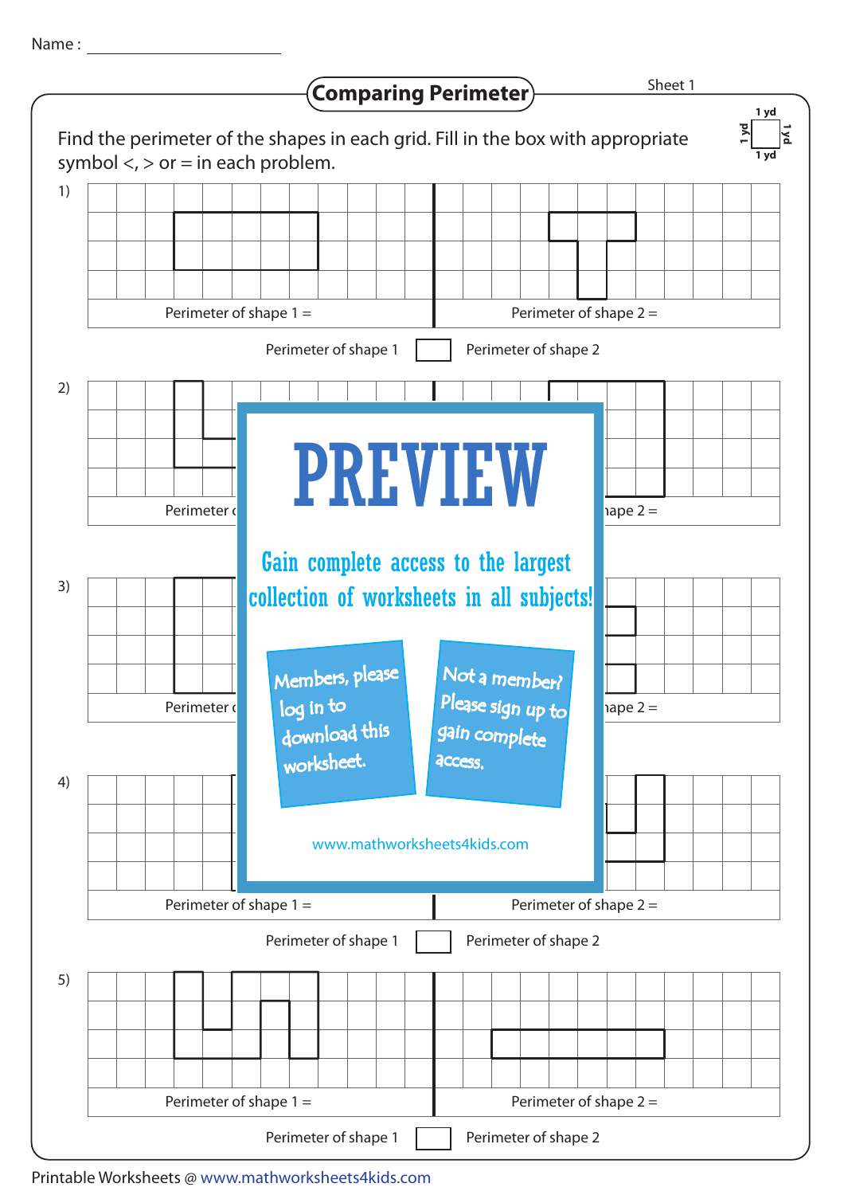Name : ____________________

# Comparing Perimeter

Sheet 1

Find the perimeter of the shapes in each grid. Fill in the box with appropriate symbol <, > or = in each problem.

1 yd × 1 yd

1)

Perimeter of shape 1 = 

Perimeter of shape 2 = 

Perimeter of shape 1 ☐ Perimeter of shape 2

2)

Perimeter of shape 1 = 

Perimeter of shape 2 = 

3)

Perimeter of shape 1 = 

Perimeter of shape 2 = 

4)

Perimeter of shape 1 = 

Perimeter of shape 2 = 

Perimeter of shape 1 ☐ Perimeter of shape 2

5)

Perimeter of shape 1 = 

Perimeter of shape 2 = 

Perimeter of shape 1 ☐ Perimeter of shape 2

PREVIEW

Gain complete access to the largest collection of worksheets in all subjects!

Members, please log in to download this worksheet.

Not a member? Please sign up to gain complete access.

www.mathworksheets4kids.com

Printable Worksheets @ www.mathworksheets4kids.com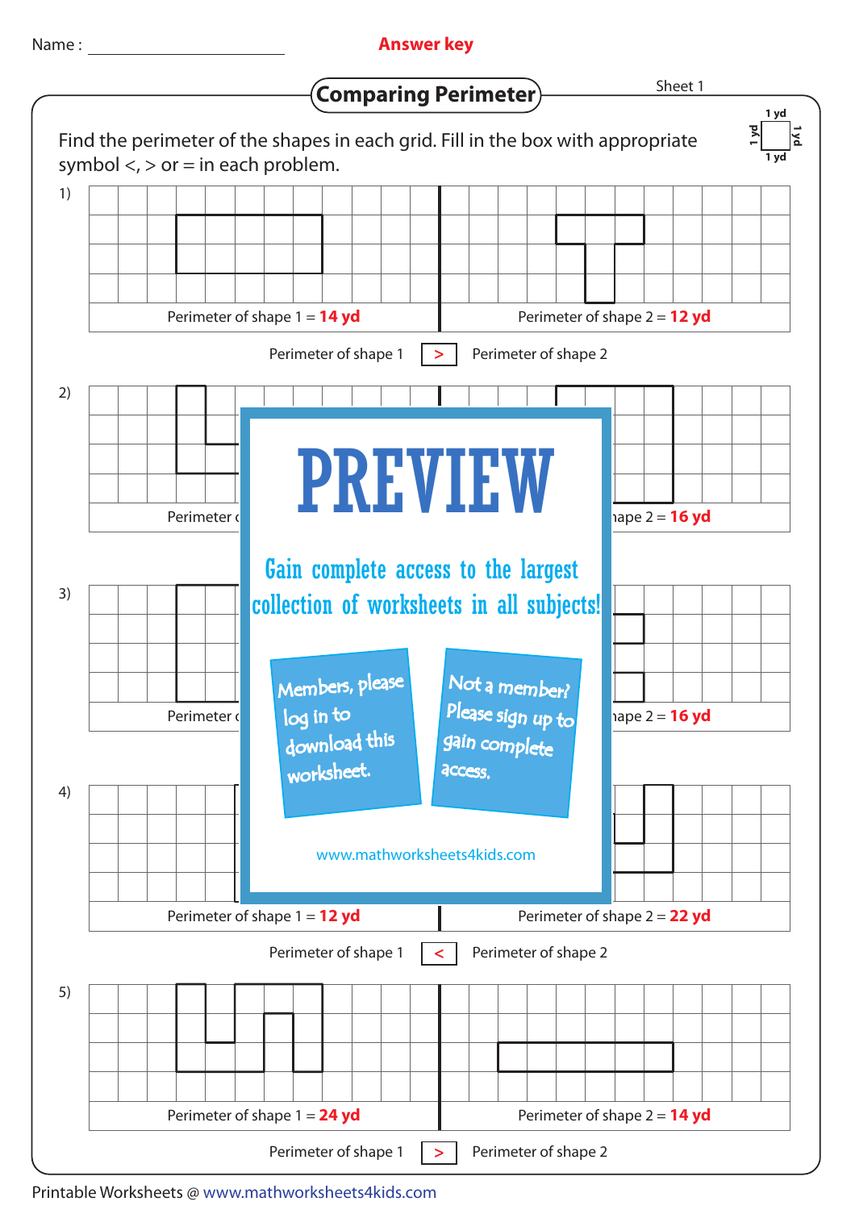Name : ______________________ **Answer key**

# Comparing Perimeter

Sheet 1

Find the perimeter of the shapes in each grid. Fill in the box with appropriate symbol <, > or = in each problem.

1 yd
1 yd
1 yd
1 yd

1)

Perimeter of shape 1 = **14 yd**

Perimeter of shape 2 = **12 yd**

Perimeter of shape 1 [ **>** ] Perimeter of shape 2

2)

Perimeter o

hape 2 = **16 yd**

3)

Perimeter o

hape 2 = **16 yd**

4)

Perimeter of shape 1 = **12 yd**

Perimeter of shape 2 = **22 yd**

Perimeter of shape 1 [ **<** ] Perimeter of shape 2

5)

Perimeter of shape 1 = **24 yd**

Perimeter of shape 2 = **14 yd**

Perimeter of shape 1 [ **>** ] Perimeter of shape 2

PREVIEW

Gain complete access to the largest collection of worksheets in all subjects!

Members, please log in to download this worksheet.

Not a member? Please sign up to gain complete access.

www.mathworksheets4kids.com

Printable Worksheets @ www.mathworksheets4kids.com